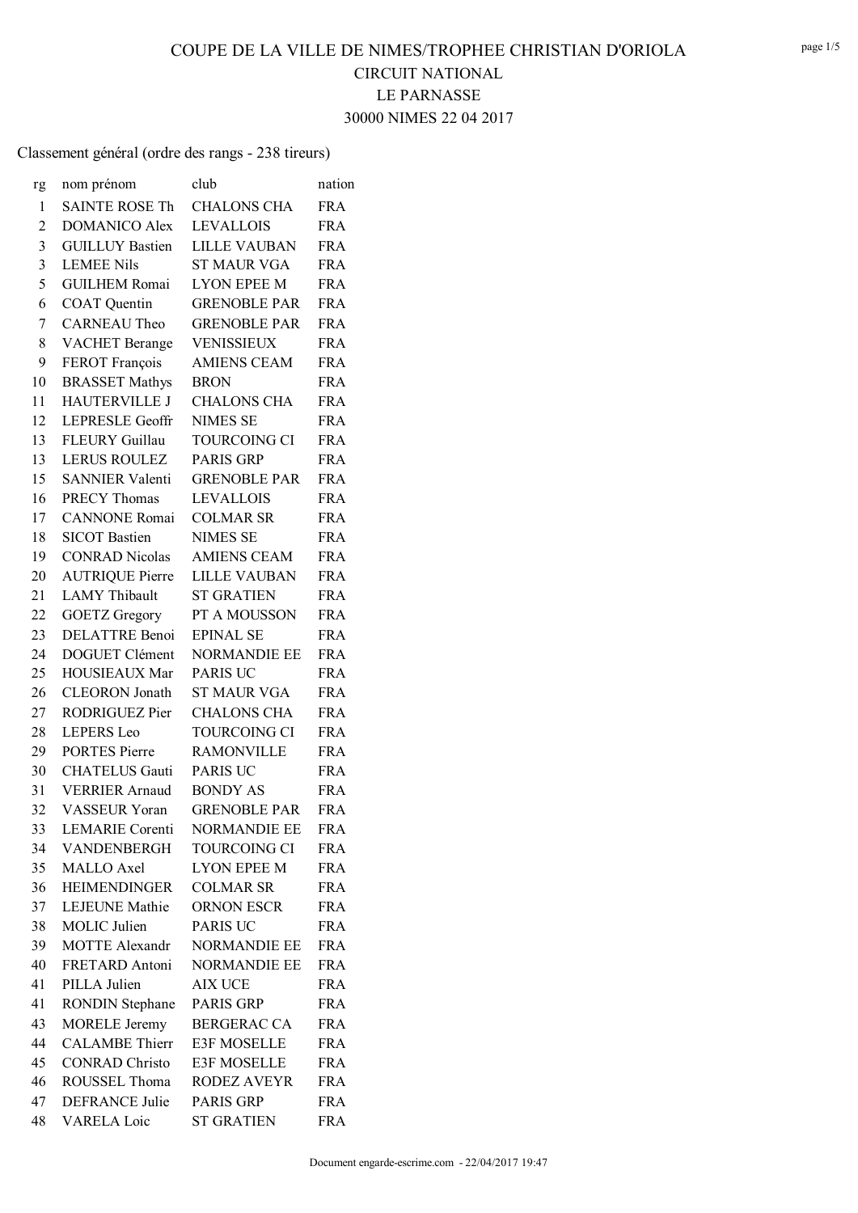# COUPE DE LA VILLE DE NIMES/TROPHEE CHRISTIAN D'ORIOLA

## CIRCUIT NATIONAL

## LE PARNASSE

## 30000 NIMES 22 04 2017

Classement général (ordre des rangs - 238 tireurs)

| rg | nom prénom | club | nation |
|---|---|---|---|
| 1 | SAINTE ROSE Th | CHALONS CHA | FRA |
| 2 | DOMANICO Alex | LEVALLOIS | FRA |
| 3 | GUILLUY Bastien | LILLE VAUBAN | FRA |
| 3 | LEMEE Nils | ST MAUR VGA | FRA |
| 5 | GUILHEM Romai | LYON EPEE M | FRA |
| 6 | COAT Quentin | GRENOBLE PAR | FRA |
| 7 | CARNEAU Theo | GRENOBLE PAR | FRA |
| 8 | VACHET Berange | VENISSIEUX | FRA |
| 9 | FEROT François | AMIENS CEAM | FRA |
| 10 | BRASSET Mathys | BRON | FRA |
| 11 | HAUTERVILLE J | CHALONS CHA | FRA |
| 12 | LEPRESLE Geoffr | NIMES SE | FRA |
| 13 | FLEURY Guillau | TOURCOING CI | FRA |
| 13 | LERUS ROULEZ | PARIS GRP | FRA |
| 15 | SANNIER Valenti | GRENOBLE PAR | FRA |
| 16 | PRECY Thomas | LEVALLOIS | FRA |
| 17 | CANNONE Romai | COLMAR SR | FRA |
| 18 | SICOT Bastien | NIMES SE | FRA |
| 19 | CONRAD Nicolas | AMIENS CEAM | FRA |
| 20 | AUTRIQUE Pierre | LILLE VAUBAN | FRA |
| 21 | LAMY Thibault | ST GRATIEN | FRA |
| 22 | GOETZ Gregory | PT A MOUSSON | FRA |
| 23 | DELATTRE Benoi | EPINAL SE | FRA |
| 24 | DOGUET Clément | NORMANDIE EE | FRA |
| 25 | HOUSIEAUX Mar | PARIS UC | FRA |
| 26 | CLEORON Jonath | ST MAUR VGA | FRA |
| 27 | RODRIGUEZ Pier | CHALONS CHA | FRA |
| 28 | LEPERS Leo | TOURCOING CI | FRA |
| 29 | PORTES Pierre | RAMONVILLE | FRA |
| 30 | CHATELUS Gauti | PARIS UC | FRA |
| 31 | VERRIER Arnaud | BONDY AS | FRA |
| 32 | VASSEUR Yoran | GRENOBLE PAR | FRA |
| 33 | LEMARIE Corenti | NORMANDIE EE | FRA |
| 34 | VANDENBERGH | TOURCOING CI | FRA |
| 35 | MALLO Axel | LYON EPEE M | FRA |
| 36 | HEIMENDINGER | COLMAR SR | FRA |
| 37 | LEJEUNE Mathie | ORNON ESCR | FRA |
| 38 | MOLIC Julien | PARIS UC | FRA |
| 39 | MOTTE Alexandr | NORMANDIE EE | FRA |
| 40 | FRETARD Antoni | NORMANDIE EE | FRA |
| 41 | PILLA Julien | AIX UCE | FRA |
| 41 | RONDIN Stephane | PARIS GRP | FRA |
| 43 | MORELE Jeremy | BERGERAC CA | FRA |
| 44 | CALAMBE Thierr | E3F MOSELLE | FRA |
| 45 | CONRAD Christo | E3F MOSELLE | FRA |
| 46 | ROUSSEL Thoma | RODEZ AVEYR | FRA |
| 47 | DEFRANCE Julie | PARIS GRP | FRA |
| 48 | VARELA Loic | ST GRATIEN | FRA |

Document engarde-escrime.com - 22/04/2017 19:47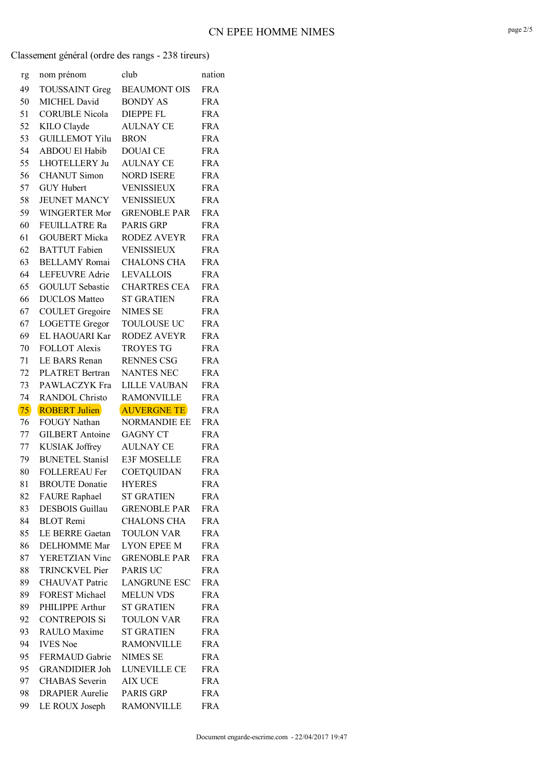# CN EPEE HOMME NIMES

Classement général (ordre des rangs - 238 tireurs)

| rg | nom prénom | club | nation |
|---|---|---|---|
| 49 | TOUSSAINT Greg | BEAUMONT OIS | FRA |
| 50 | MICHEL David | BONDY AS | FRA |
| 51 | CORUBLE Nicola | DIEPPE FL | FRA |
| 52 | KILO Clayde | AULNAY CE | FRA |
| 53 | GUILLEMOT Yilu | BRON | FRA |
| 54 | ABDOU El Habib | DOUAI CE | FRA |
| 55 | LHOTELLERY Ju | AULNAY CE | FRA |
| 56 | CHANUT Simon | NORD ISERE | FRA |
| 57 | GUY Hubert | VENISSIEUX | FRA |
| 58 | JEUNET MANCY | VENISSIEUX | FRA |
| 59 | WINGERTER Mor | GRENOBLE PAR | FRA |
| 60 | FEUILLATRE Ra | PARIS GRP | FRA |
| 61 | GOUBERT Micka | RODEZ AVEYR | FRA |
| 62 | BATTUT Fabien | VENISSIEUX | FRA |
| 63 | BELLAMY Romai | CHALONS CHA | FRA |
| 64 | LEFEUVRE Adrie | LEVALLOIS | FRA |
| 65 | GOULUT Sebastie | CHARTRES CEA | FRA |
| 66 | DUCLOS Matteo | ST GRATIEN | FRA |
| 67 | COULET Gregoire | NIMES SE | FRA |
| 67 | LOGETTE Gregor | TOULOUSE UC | FRA |
| 69 | EL HAOUARI Kar | RODEZ AVEYR | FRA |
| 70 | FOLLOT Alexis | TROYES TG | FRA |
| 71 | LE BARS Renan | RENNES CSG | FRA |
| 72 | PLATRET Bertran | NANTES NEC | FRA |
| 73 | PAWLACZYK Fra | LILLE VAUBAN | FRA |
| 74 | RANDOL Christo | RAMONVILLE | FRA |
| 75 | ROBERT Julien | AUVERGNE TE | FRA |
| 76 | FOUGY Nathan | NORMANDIE EE | FRA |
| 77 | GILBERT Antoine | GAGNY CT | FRA |
| 77 | KUSIAK Joffrey | AULNAY CE | FRA |
| 79 | BUNETEL Stanisl | E3F MOSELLE | FRA |
| 80 | FOLLEREAU Fer | COETQUIDAN | FRA |
| 81 | BROUTE Donatie | HYERES | FRA |
| 82 | FAURE Raphael | ST GRATIEN | FRA |
| 83 | DESBOIS Guillau | GRENOBLE PAR | FRA |
| 84 | BLOT Remi | CHALONS CHA | FRA |
| 85 | LE BERRE Gaetan | TOULON VAR | FRA |
| 86 | DELHOMME Mar | LYON EPEE M | FRA |
| 87 | YERETZIAN Vinc | GRENOBLE PAR | FRA |
| 88 | TRINCKVEL Pier | PARIS UC | FRA |
| 89 | CHAUVAT Patric | LANGRUNE ESC | FRA |
| 89 | FOREST Michael | MELUN VDS | FRA |
| 89 | PHILIPPE Arthur | ST GRATIEN | FRA |
| 92 | CONTREPOIS Si | TOULON VAR | FRA |
| 93 | RAULO Maxime | ST GRATIEN | FRA |
| 94 | IVES Noe | RAMONVILLE | FRA |
| 95 | FERMAUD Gabrie | NIMES SE | FRA |
| 95 | GRANDIDIER Joh | LUNEVILLE CE | FRA |
| 97 | CHABAS Severin | AIX UCE | FRA |
| 98 | DRAPIER Aurelie | PARIS GRP | FRA |
| 99 | LE ROUX Joseph | RAMONVILLE | FRA |

Document engarde-escrime.com - 22/04/2017 19:47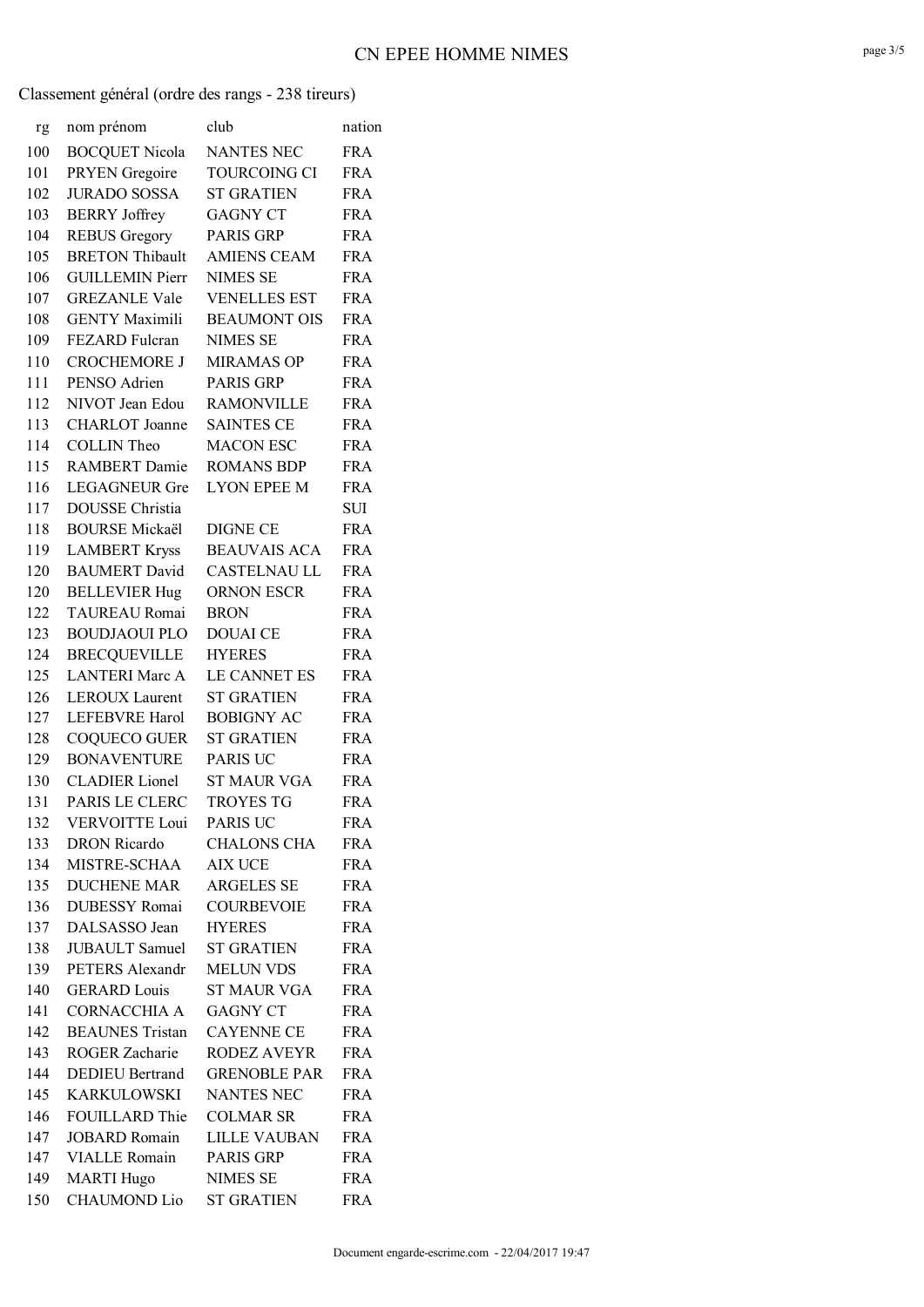Classement général (ordre des rangs - 238 tireurs)

| rg | nom prénom | club | nation |
|---|---|---|---|
| 100 | BOCQUET Nicola | NANTES NEC | FRA |
| 101 | PRYEN Gregoire | TOURCOING CI | FRA |
| 102 | JURADO SOSSA | ST GRATIEN | FRA |
| 103 | BERRY Joffrey | GAGNY CT | FRA |
| 104 | REBUS Gregory | PARIS GRP | FRA |
| 105 | BRETON Thibault | AMIENS CEAM | FRA |
| 106 | GUILLEMIN Pierr | NIMES SE | FRA |
| 107 | GREZANLE Vale | VENELLES EST | FRA |
| 108 | GENTY Maximili | BEAUMONT OIS | FRA |
| 109 | FEZARD Fulcran | NIMES SE | FRA |
| 110 | CROCHEMORE J | MIRAMAS OP | FRA |
| 111 | PENSO Adrien | PARIS GRP | FRA |
| 112 | NIVOT Jean Edou | RAMONVILLE | FRA |
| 113 | CHARLOT Joanne | SAINTES CE | FRA |
| 114 | COLLIN Theo | MACON ESC | FRA |
| 115 | RAMBERT Damie | ROMANS BDP | FRA |
| 116 | LEGAGNEUR Gre | LYON EPEE M | FRA |
| 117 | DOUSSE Christia | | SUI |
| 118 | BOURSE Mickaël | DIGNE CE | FRA |
| 119 | LAMBERT Kryss | BEAUVAIS ACA | FRA |
| 120 | BAUMERT David | CASTELNAU LL | FRA |
| 120 | BELLEVIER Hug | ORNON ESCR | FRA |
| 122 | TAUREAU Romai | BRON | FRA |
| 123 | BOUDJAOUI PLO | DOUAI CE | FRA |
| 124 | BRECQUEVILLE | HYERES | FRA |
| 125 | LANTERI Marc A | LE CANNET ES | FRA |
| 126 | LEROUX Laurent | ST GRATIEN | FRA |
| 127 | LEFEBVRE Harol | BOBIGNY AC | FRA |
| 128 | COQUECO GUER | ST GRATIEN | FRA |
| 129 | BONAVENTURE | PARIS UC | FRA |
| 130 | CLADIER Lionel | ST MAUR VGA | FRA |
| 131 | PARIS LE CLERC | TROYES TG | FRA |
| 132 | VERVOITTE Loui | PARIS UC | FRA |
| 133 | DRON Ricardo | CHALONS CHA | FRA |
| 134 | MISTRE-SCHAA | AIX UCE | FRA |
| 135 | DUCHENE MAR | ARGELES SE | FRA |
| 136 | DUBESSY Romai | COURBEVOIE | FRA |
| 137 | DALSASSO Jean | HYERES | FRA |
| 138 | JUBAULT Samuel | ST GRATIEN | FRA |
| 139 | PETERS Alexandr | MELUN VDS | FRA |
| 140 | GERARD Louis | ST MAUR VGA | FRA |
| 141 | CORNACCHIA A | GAGNY CT | FRA |
| 142 | BEAUNES Tristan | CAYENNE CE | FRA |
| 143 | ROGER Zacharie | RODEZ AVEYR | FRA |
| 144 | DEDIEU Bertrand | GRENOBLE PAR | FRA |
| 145 | KARKULOWSKI | NANTES NEC | FRA |
| 146 | FOUILLARD Thie | COLMAR SR | FRA |
| 147 | JOBARD Romain | LILLE VAUBAN | FRA |
| 147 | VIALLE Romain | PARIS GRP | FRA |
| 149 | MARTI Hugo | NIMES SE | FRA |
| 150 | CHAUMOND Lio | ST GRATIEN | FRA |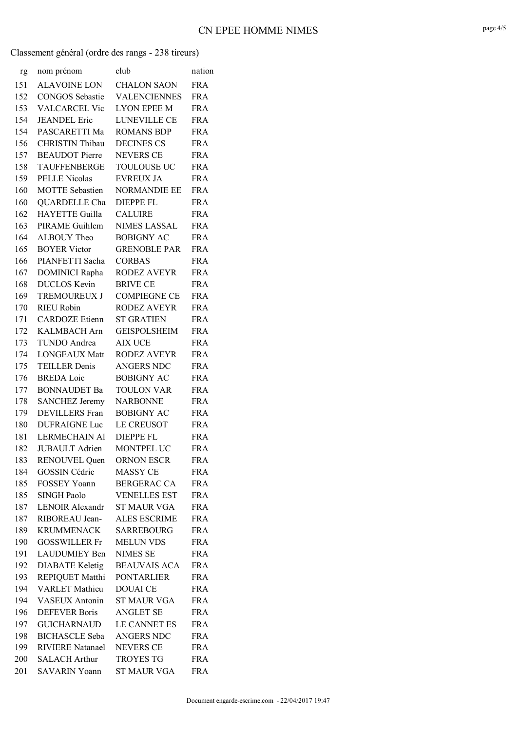Classement général (ordre des rangs - 238 tireurs)

| rg | nom prénom | club | nation |
|---|---|---|---|
| 151 | ALAVOINE LON | CHALON SAON | FRA |
| 152 | CONGOS Sebastie | VALENCIENNES | FRA |
| 153 | VALCARCEL Vic | LYON EPEE M | FRA |
| 154 | JEANDEL Eric | LUNEVILLE CE | FRA |
| 154 | PASCARETTI Ma | ROMANS BDP | FRA |
| 156 | CHRISTIN Thibau | DECINES CS | FRA |
| 157 | BEAUDOT Pierre | NEVERS CE | FRA |
| 158 | TAUFFENBERGE | TOULOUSE UC | FRA |
| 159 | PELLE Nicolas | EVREUX JA | FRA |
| 160 | MOTTE Sebastien | NORMANDIE EE | FRA |
| 160 | QUARDELLE Cha | DIEPPE FL | FRA |
| 162 | HAYETTE Guilla | CALUIRE | FRA |
| 163 | PIRAME Guihlem | NIMES LASSAL | FRA |
| 164 | ALBOUY Theo | BOBIGNY AC | FRA |
| 165 | BOYER Victor | GRENOBLE PAR | FRA |
| 166 | PIANFETTI Sacha | CORBAS | FRA |
| 167 | DOMINICI Rapha | RODEZ AVEYR | FRA |
| 168 | DUCLOS Kevin | BRIVE CE | FRA |
| 169 | TREMOUREUX J | COMPIEGNE CE | FRA |
| 170 | RIEU Robin | RODEZ AVEYR | FRA |
| 171 | CARDOZE Etienn | ST GRATIEN | FRA |
| 172 | KALMBACH Arn | GEISPOLSHEIM | FRA |
| 173 | TUNDO Andrea | AIX UCE | FRA |
| 174 | LONGEAUX Matt | RODEZ AVEYR | FRA |
| 175 | TEILLER Denis | ANGERS NDC | FRA |
| 176 | BREDA Loic | BOBIGNY AC | FRA |
| 177 | BONNAUDET Ba | TOULON VAR | FRA |
| 178 | SANCHEZ Jeremy | NARBONNE | FRA |
| 179 | DEVILLERS Fran | BOBIGNY AC | FRA |
| 180 | DUFRAIGNE Luc | LE CREUSOT | FRA |
| 181 | LERMECHAIN Al | DIEPPE FL | FRA |
| 182 | JUBAULT Adrien | MONTPEL UC | FRA |
| 183 | RENOUVEL Quen | ORNON ESCR | FRA |
| 184 | GOSSIN Cédric | MASSY CE | FRA |
| 185 | FOSSEY Yoann | BERGERAC CA | FRA |
| 185 | SINGH Paolo | VENELLES EST | FRA |
| 187 | LENOIR Alexandr | ST MAUR VGA | FRA |
| 187 | RIBOREAU Jean- | ALES ESCRIME | FRA |
| 189 | KRUMMENACK | SARREBOURG | FRA |
| 190 | GOSSWILLER Fr | MELUN VDS | FRA |
| 191 | LAUDUMIEY Ben | NIMES SE | FRA |
| 192 | DIABATE Keletig | BEAUVAIS ACA | FRA |
| 193 | REPIQUET Matthi | PONTARLIER | FRA |
| 194 | VARLET Mathieu | DOUAI CE | FRA |
| 194 | VASEUX Antonin | ST MAUR VGA | FRA |
| 196 | DEFEVER Boris | ANGLET SE | FRA |
| 197 | GUICHARNAUD | LE CANNET ES | FRA |
| 198 | BICHASCLE Seba | ANGERS NDC | FRA |
| 199 | RIVIERE Natanael | NEVERS CE | FRA |
| 200 | SALACH Arthur | TROYES TG | FRA |
| 201 | SAVARIN Yoann | ST MAUR VGA | FRA |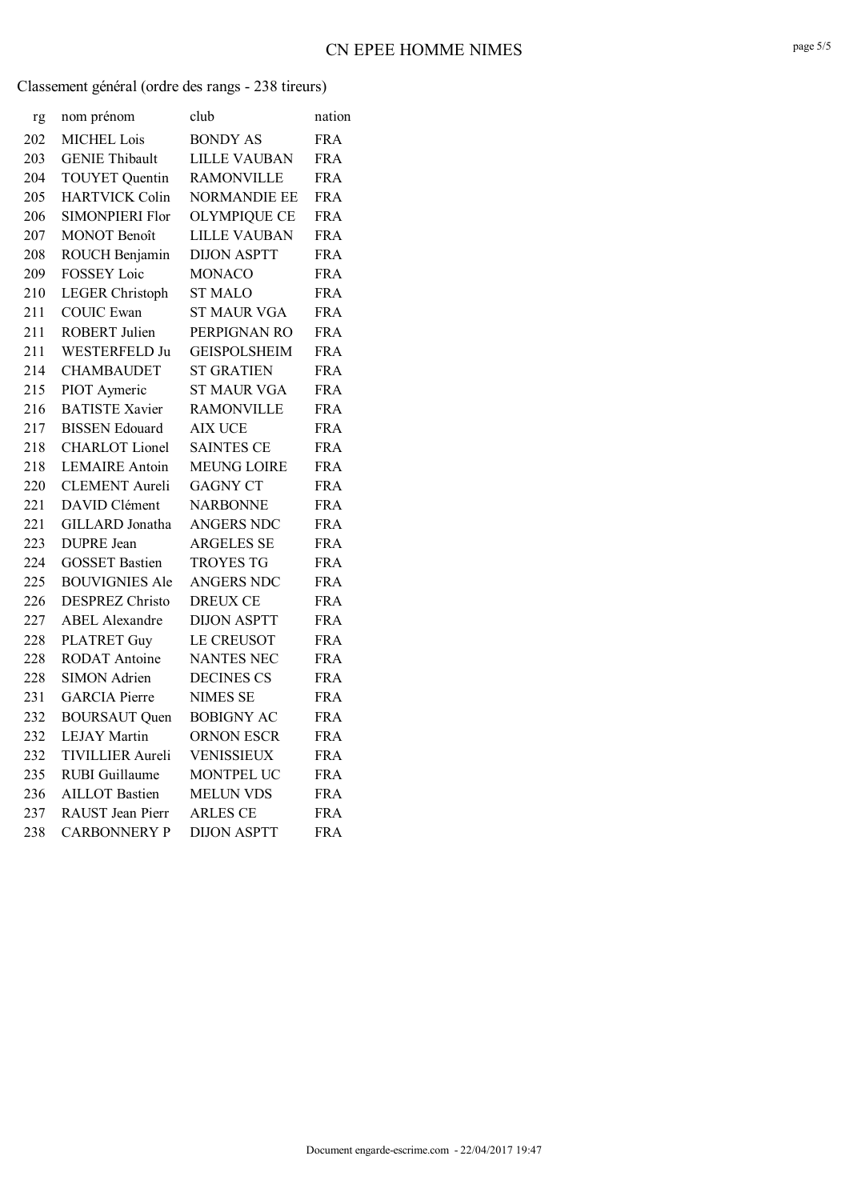Classement général (ordre des rangs - 238 tireurs)

| rg | nom prénom | club | nation |
|---|---|---|---|
| 202 | MICHEL Lois | BONDY AS | FRA |
| 203 | GENIE Thibault | LILLE VAUBAN | FRA |
| 204 | TOUYET Quentin | RAMONVILLE | FRA |
| 205 | HARTVICK Colin | NORMANDIE EE | FRA |
| 206 | SIMONPIERI Flor | OLYMPIQUE CE | FRA |
| 207 | MONOT Benoît | LILLE VAUBAN | FRA |
| 208 | ROUCH Benjamin | DIJON ASPTT | FRA |
| 209 | FOSSEY Loic | MONACO | FRA |
| 210 | LEGER Christoph | ST MALO | FRA |
| 211 | COUIC Ewan | ST MAUR VGA | FRA |
| 211 | ROBERT Julien | PERPIGNAN RO | FRA |
| 211 | WESTERFELD Ju | GEISPOLSHEIM | FRA |
| 214 | CHAMBAUDET | ST GRATIEN | FRA |
| 215 | PIOT Aymeric | ST MAUR VGA | FRA |
| 216 | BATISTE Xavier | RAMONVILLE | FRA |
| 217 | BISSEN Edouard | AIX UCE | FRA |
| 218 | CHARLOT Lionel | SAINTES CE | FRA |
| 218 | LEMAIRE Antoin | MEUNG LOIRE | FRA |
| 220 | CLEMENT Aureli | GAGNY CT | FRA |
| 221 | DAVID Clément | NARBONNE | FRA |
| 221 | GILLARD Jonatha | ANGERS NDC | FRA |
| 223 | DUPRE Jean | ARGELES SE | FRA |
| 224 | GOSSET Bastien | TROYES TG | FRA |
| 225 | BOUVIGNIES Ale | ANGERS NDC | FRA |
| 226 | DESPREZ Christo | DREUX CE | FRA |
| 227 | ABEL Alexandre | DIJON ASPTT | FRA |
| 228 | PLATRET Guy | LE CREUSOT | FRA |
| 228 | RODAT Antoine | NANTES NEC | FRA |
| 228 | SIMON Adrien | DECINES CS | FRA |
| 231 | GARCIA Pierre | NIMES SE | FRA |
| 232 | BOURSAUT Quen | BOBIGNY AC | FRA |
| 232 | LEJAY Martin | ORNON ESCR | FRA |
| 232 | TIVILLIER Aureli | VENISSIEUX | FRA |
| 235 | RUBI Guillaume | MONTPEL UC | FRA |
| 236 | AILLOT Bastien | MELUN VDS | FRA |
| 237 | RAUST Jean Pierr | ARLES CE | FRA |
| 238 | CARBONNERY P | DIJON ASPTT | FRA |